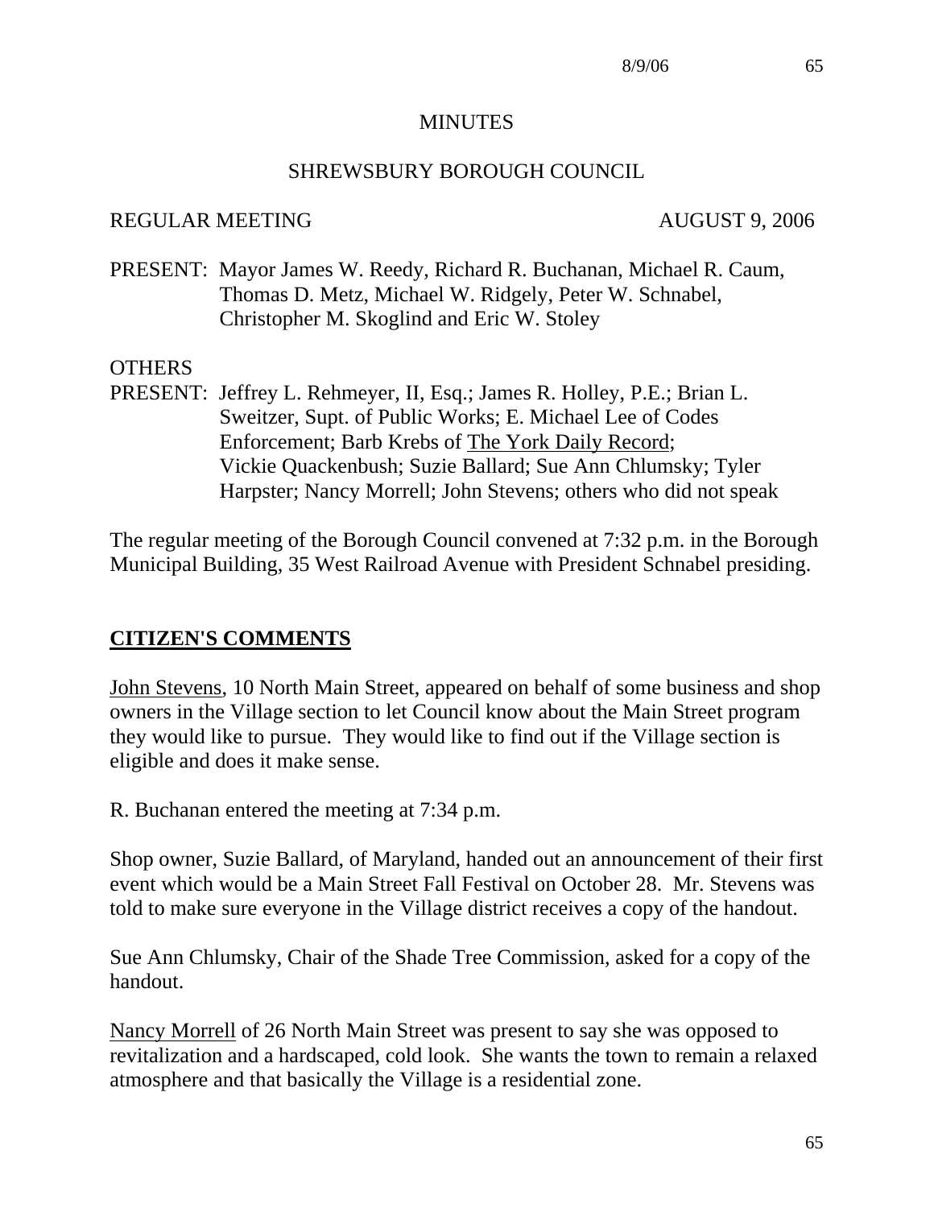# MINUTES

## SHREWSBURY BOROUGH COUNCIL

REGULAR MEETING AUGUST 9, 2006

PRESENT: Mayor James W. Reedy, Richard R. Buchanan, Michael R. Caum, Thomas D. Metz, Michael W. Ridgely, Peter W. Schnabel, Christopher M. Skoglind and Eric W. Stoley

OTHERS
PRESENT: Jeffrey L. Rehmeyer, II, Esq.; James R. Holley, P.E.; Brian L. Sweitzer, Supt. of Public Works; E. Michael Lee of Codes Enforcement; Barb Krebs of The York Daily Record; Vickie Quackenbush; Suzie Ballard; Sue Ann Chlumsky; Tyler Harpster; Nancy Morrell; John Stevens; others who did not speak

The regular meeting of the Borough Council convened at 7:32 p.m. in the Borough Municipal Building, 35 West Railroad Avenue with President Schnabel presiding.

## CITIZEN'S COMMENTS

John Stevens, 10 North Main Street, appeared on behalf of some business and shop owners in the Village section to let Council know about the Main Street program they would like to pursue. They would like to find out if the Village section is eligible and does it make sense.

R. Buchanan entered the meeting at 7:34 p.m.

Shop owner, Suzie Ballard, of Maryland, handed out an announcement of their first event which would be a Main Street Fall Festival on October 28. Mr. Stevens was told to make sure everyone in the Village district receives a copy of the handout.

Sue Ann Chlumsky, Chair of the Shade Tree Commission, asked for a copy of the handout.

Nancy Morrell of 26 North Main Street was present to say she was opposed to revitalization and a hardscaped, cold look. She wants the town to remain a relaxed atmosphere and that basically the Village is a residential zone.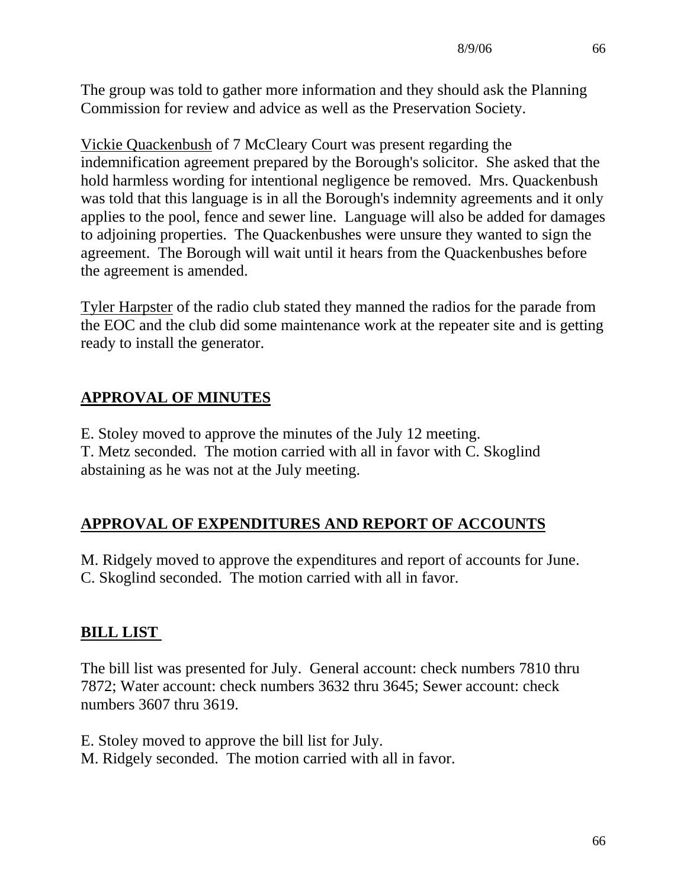The group was told to gather more information and they should ask the Planning Commission for review and advice as well as the Preservation Society.

Vickie Quackenbush of 7 McCleary Court was present regarding the indemnification agreement prepared by the Borough's solicitor. She asked that the hold harmless wording for intentional negligence be removed. Mrs. Quackenbush was told that this language is in all the Borough's indemnity agreements and it only applies to the pool, fence and sewer line. Language will also be added for damages to adjoining properties. The Quackenbushes were unsure they wanted to sign the agreement. The Borough will wait until it hears from the Quackenbushes before the agreement is amended.

Tyler Harpster of the radio club stated they manned the radios for the parade from the EOC and the club did some maintenance work at the repeater site and is getting ready to install the generator.

## APPROVAL OF MINUTES

E. Stoley moved to approve the minutes of the July 12 meeting.
T. Metz seconded. The motion carried with all in favor with C. Skoglind abstaining as he was not at the July meeting.

## APPROVAL OF EXPENDITURES AND REPORT OF ACCOUNTS

M. Ridgely moved to approve the expenditures and report of accounts for June.
C. Skoglind seconded. The motion carried with all in favor.

## BILL LIST

The bill list was presented for July. General account: check numbers 7810 thru 7872; Water account: check numbers 3632 thru 3645; Sewer account: check numbers 3607 thru 3619.

E. Stoley moved to approve the bill list for July.
M. Ridgely seconded. The motion carried with all in favor.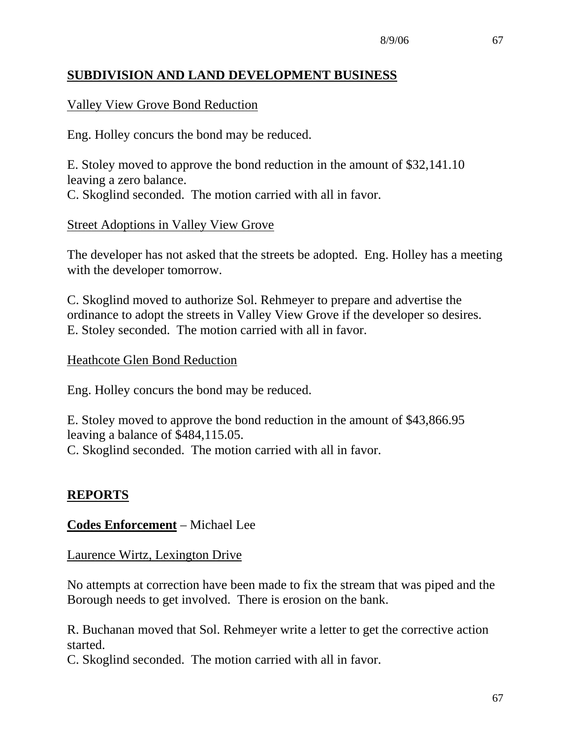## SUBDIVISION AND LAND DEVELOPMENT BUSINESS

Valley View Grove Bond Reduction

Eng. Holley concurs the bond may be reduced.

E. Stoley moved to approve the bond reduction in the amount of $32,141.10 leaving a zero balance.
C. Skoglind seconded. The motion carried with all in favor.

Street Adoptions in Valley View Grove

The developer has not asked that the streets be adopted. Eng. Holley has a meeting with the developer tomorrow.

C. Skoglind moved to authorize Sol. Rehmeyer to prepare and advertise the ordinance to adopt the streets in Valley View Grove if the developer so desires.
E. Stoley seconded. The motion carried with all in favor.

Heathcote Glen Bond Reduction

Eng. Holley concurs the bond may be reduced.

E. Stoley moved to approve the bond reduction in the amount of $43,866.95 leaving a balance of $484,115.05.
C. Skoglind seconded. The motion carried with all in favor.

## REPORTS

**Codes Enforcement** – Michael Lee

Laurence Wirtz, Lexington Drive

No attempts at correction have been made to fix the stream that was piped and the Borough needs to get involved. There is erosion on the bank.

R. Buchanan moved that Sol. Rehmeyer write a letter to get the corrective action started.
C. Skoglind seconded. The motion carried with all in favor.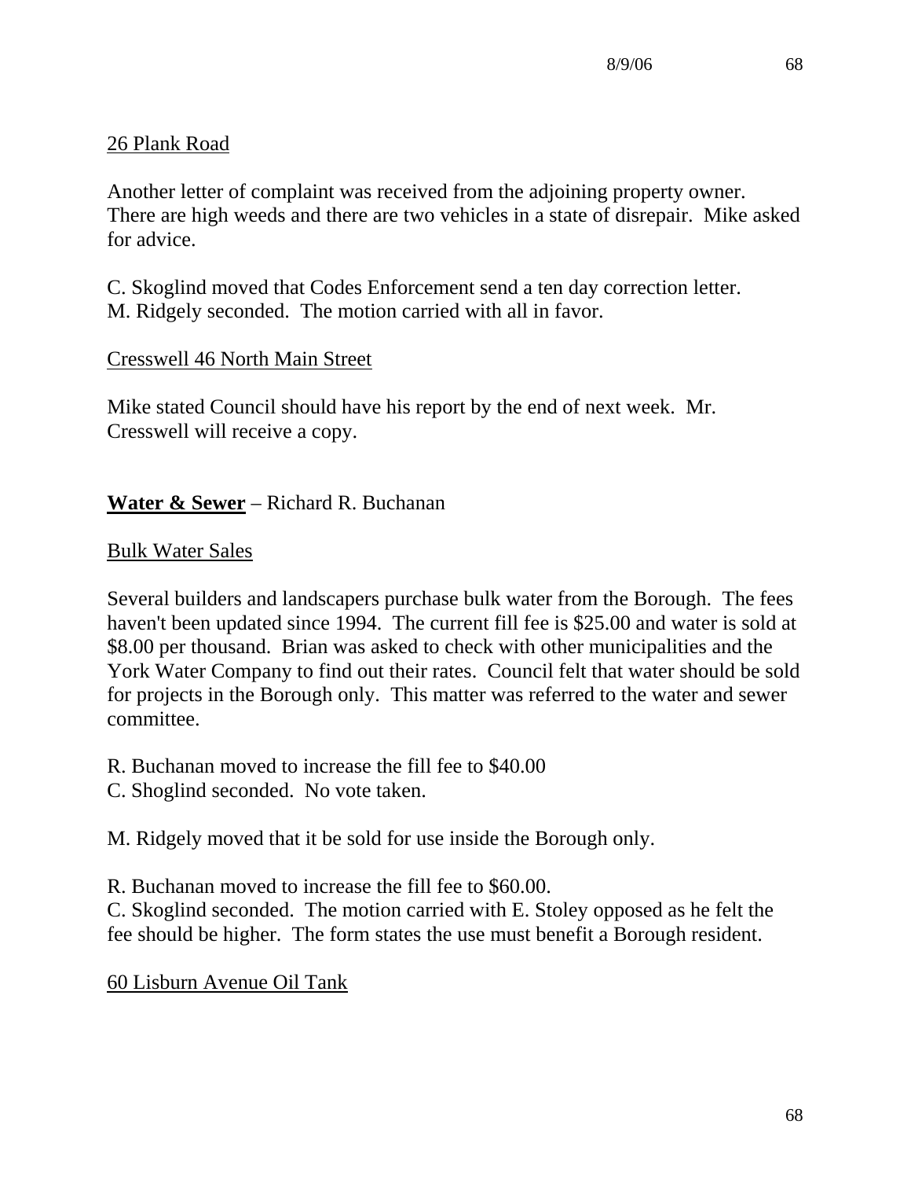<u>26 Plank Road</u>

Another letter of complaint was received from the adjoining property owner. There are high weeds and there are two vehicles in a state of disrepair. Mike asked for advice.

C. Skoglind moved that Codes Enforcement send a ten day correction letter. M. Ridgely seconded. The motion carried with all in favor.

<u>Cresswell 46 North Main Street</u>

Mike stated Council should have his report by the end of next week. Mr. Cresswell will receive a copy.

**<u>Water & Sewer</u>** – Richard R. Buchanan

<u>Bulk Water Sales</u>

Several builders and landscapers purchase bulk water from the Borough. The fees haven't been updated since 1994. The current fill fee is $25.00 and water is sold at $8.00 per thousand. Brian was asked to check with other municipalities and the York Water Company to find out their rates. Council felt that water should be sold for projects in the Borough only. This matter was referred to the water and sewer committee.

R. Buchanan moved to increase the fill fee to $40.00
C. Shoglind seconded. No vote taken.

M. Ridgely moved that it be sold for use inside the Borough only.

R. Buchanan moved to increase the fill fee to $60.00.
C. Skoglind seconded. The motion carried with E. Stoley opposed as he felt the fee should be higher. The form states the use must benefit a Borough resident.

<u>60 Lisburn Avenue Oil Tank</u>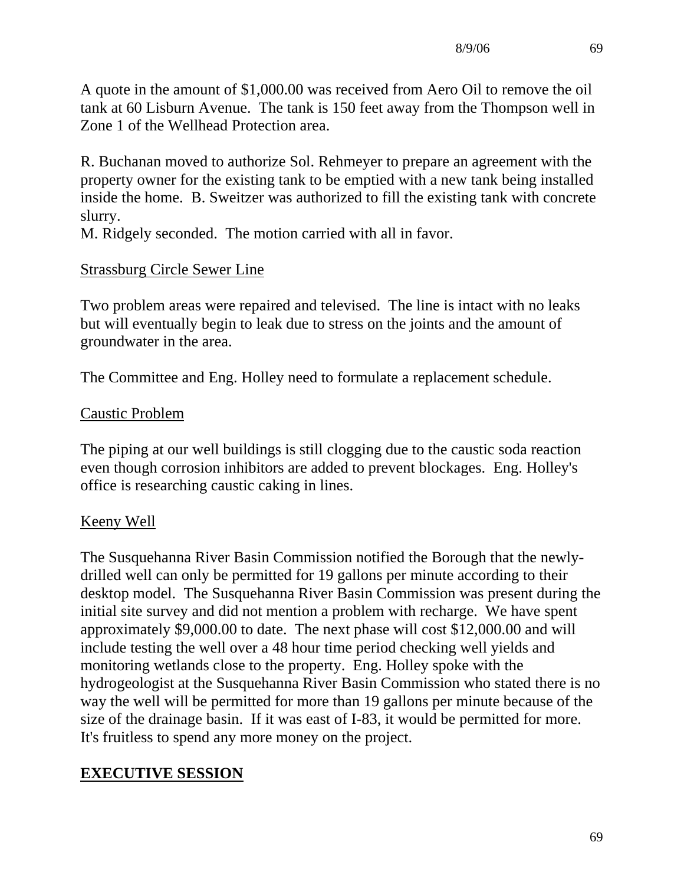A quote in the amount of $1,000.00 was received from Aero Oil to remove the oil tank at 60 Lisburn Avenue. The tank is 150 feet away from the Thompson well in Zone 1 of the Wellhead Protection area.

R. Buchanan moved to authorize Sol. Rehmeyer to prepare an agreement with the property owner for the existing tank to be emptied with a new tank being installed inside the home. B. Sweitzer was authorized to fill the existing tank with concrete slurry.
M. Ridgely seconded. The motion carried with all in favor.

<u>Strassburg Circle Sewer Line</u>

Two problem areas were repaired and televised. The line is intact with no leaks but will eventually begin to leak due to stress on the joints and the amount of groundwater in the area.

The Committee and Eng. Holley need to formulate a replacement schedule.

<u>Caustic Problem</u>

The piping at our well buildings is still clogging due to the caustic soda reaction even though corrosion inhibitors are added to prevent blockages. Eng. Holley's office is researching caustic caking in lines.

<u>Keeny Well</u>

The Susquehanna River Basin Commission notified the Borough that the newly-drilled well can only be permitted for 19 gallons per minute according to their desktop model. The Susquehanna River Basin Commission was present during the initial site survey and did not mention a problem with recharge. We have spent approximately $9,000.00 to date. The next phase will cost $12,000.00 and will include testing the well over a 48 hour time period checking well yields and monitoring wetlands close to the property. Eng. Holley spoke with the hydrogeologist at the Susquehanna River Basin Commission who stated there is no way the well will be permitted for more than 19 gallons per minute because of the size of the drainage basin. If it was east of I-83, it would be permitted for more. It's fruitless to spend any more money on the project.

## <u>**EXECUTIVE SESSION**</u>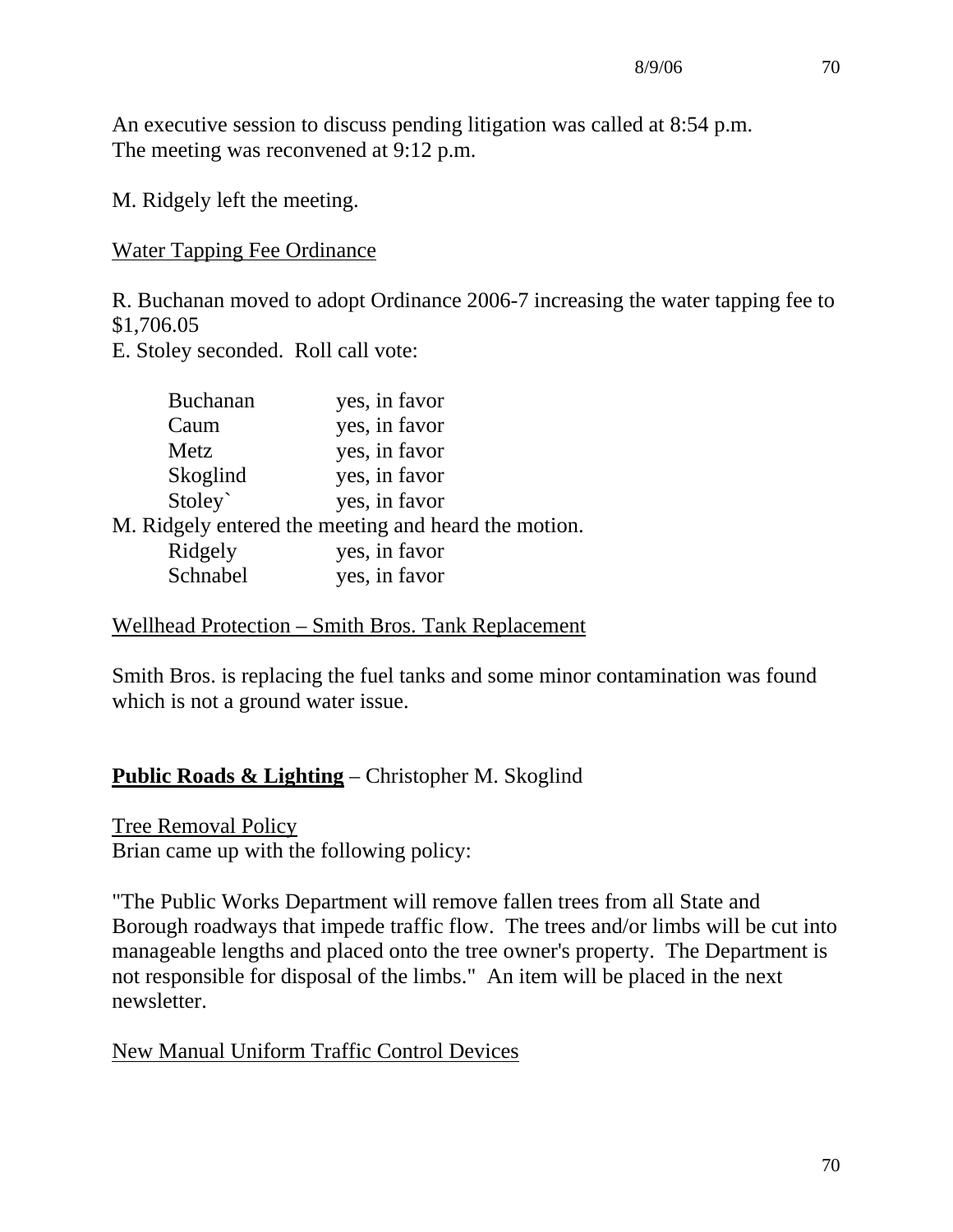An executive session to discuss pending litigation was called at 8:54 p.m. The meeting was reconvened at 9:12 p.m.

M. Ridgely left the meeting.

Water Tapping Fee Ordinance

R. Buchanan moved to adopt Ordinance 2006-7 increasing the water tapping fee to $1,706.05
E. Stoley seconded. Roll call vote:

| | |
|---|---|
| Buchanan | yes, in favor |
| Caum | yes, in favor |
| Metz | yes, in favor |
| Skoglind | yes, in favor |
| Stoley` | yes, in favor |

M. Ridgely entered the meeting and heard the motion.

| | |
|---|---|
| Ridgely | yes, in favor |
| Schnabel | yes, in favor |

Wellhead Protection – Smith Bros. Tank Replacement

Smith Bros. is replacing the fuel tanks and some minor contamination was found which is not a ground water issue.

**Public Roads & Lighting** – Christopher M. Skoglind

Tree Removal Policy
Brian came up with the following policy:

"The Public Works Department will remove fallen trees from all State and Borough roadways that impede traffic flow. The trees and/or limbs will be cut into manageable lengths and placed onto the tree owner's property. The Department is not responsible for disposal of the limbs." An item will be placed in the next newsletter.

New Manual Uniform Traffic Control Devices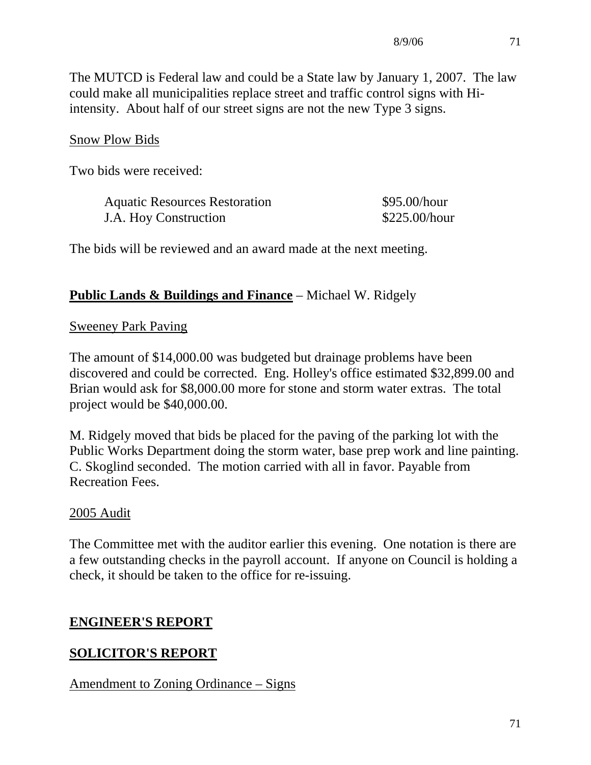The MUTCD is Federal law and could be a State law by January 1, 2007. The law could make all municipalities replace street and traffic control signs with Hi-intensity. About half of our street signs are not the new Type 3 signs.

Snow Plow Bids

Two bids were received:

| | |
|---|---|
| Aquatic Resources Restoration | $95.00/hour |
| J.A. Hoy Construction | $225.00/hour |

The bids will be reviewed and an award made at the next meeting.

**Public Lands & Buildings and Finance** – Michael W. Ridgely

Sweeney Park Paving

The amount of $14,000.00 was budgeted but drainage problems have been discovered and could be corrected. Eng. Holley's office estimated $32,899.00 and Brian would ask for $8,000.00 more for stone and storm water extras. The total project would be $40,000.00.

M. Ridgely moved that bids be placed for the paving of the parking lot with the Public Works Department doing the storm water, base prep work and line painting. C. Skoglind seconded. The motion carried with all in favor. Payable from Recreation Fees.

2005 Audit

The Committee met with the auditor earlier this evening. One notation is there are a few outstanding checks in the payroll account. If anyone on Council is holding a check, it should be taken to the office for re-issuing.

## ENGINEER'S REPORT

## SOLICITOR'S REPORT

Amendment to Zoning Ordinance – Signs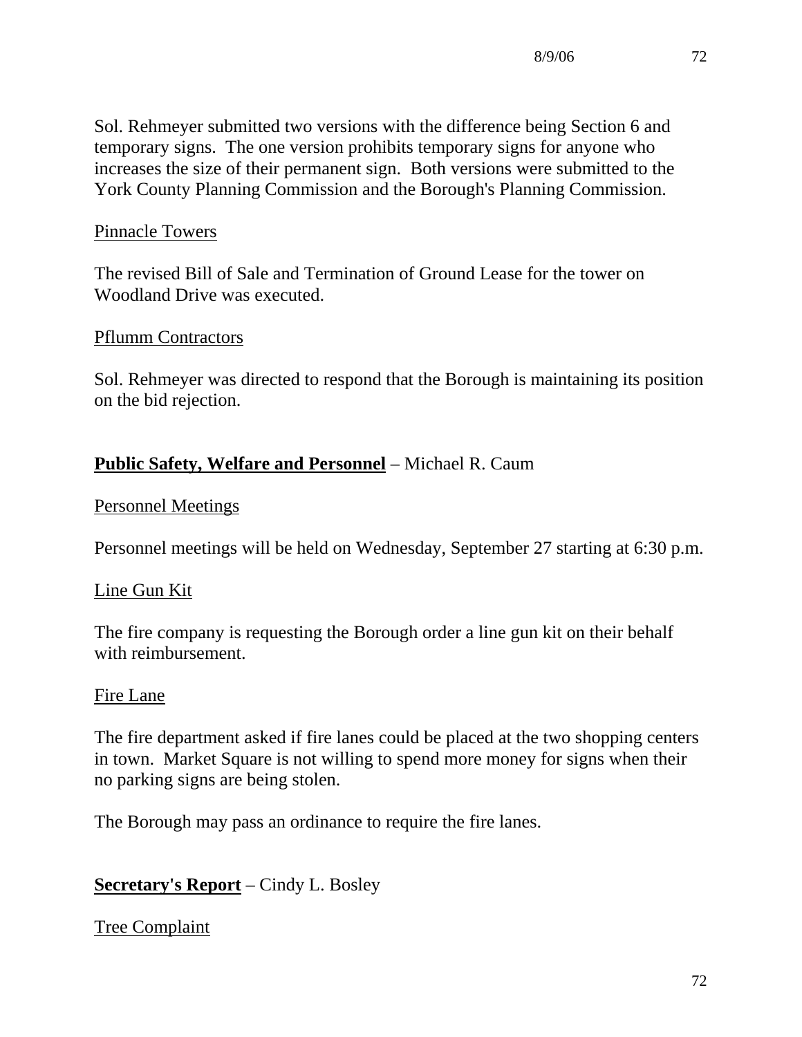Sol. Rehmeyer submitted two versions with the difference being Section 6 and temporary signs. The one version prohibits temporary signs for anyone who increases the size of their permanent sign. Both versions were submitted to the York County Planning Commission and the Borough's Planning Commission.

<u>Pinnacle Towers</u>

The revised Bill of Sale and Termination of Ground Lease for the tower on Woodland Drive was executed.

<u>Pflumm Contractors</u>

Sol. Rehmeyer was directed to respond that the Borough is maintaining its position on the bid rejection.

**<u>Public Safety, Welfare and Personnel</u>** – Michael R. Caum

<u>Personnel Meetings</u>

Personnel meetings will be held on Wednesday, September 27 starting at 6:30 p.m.

<u>Line Gun Kit</u>

The fire company is requesting the Borough order a line gun kit on their behalf with reimbursement.

<u>Fire Lane</u>

The fire department asked if fire lanes could be placed at the two shopping centers in town. Market Square is not willing to spend more money for signs when their no parking signs are being stolen.

The Borough may pass an ordinance to require the fire lanes.

**<u>Secretary's Report</u>** – Cindy L. Bosley

<u>Tree Complaint</u>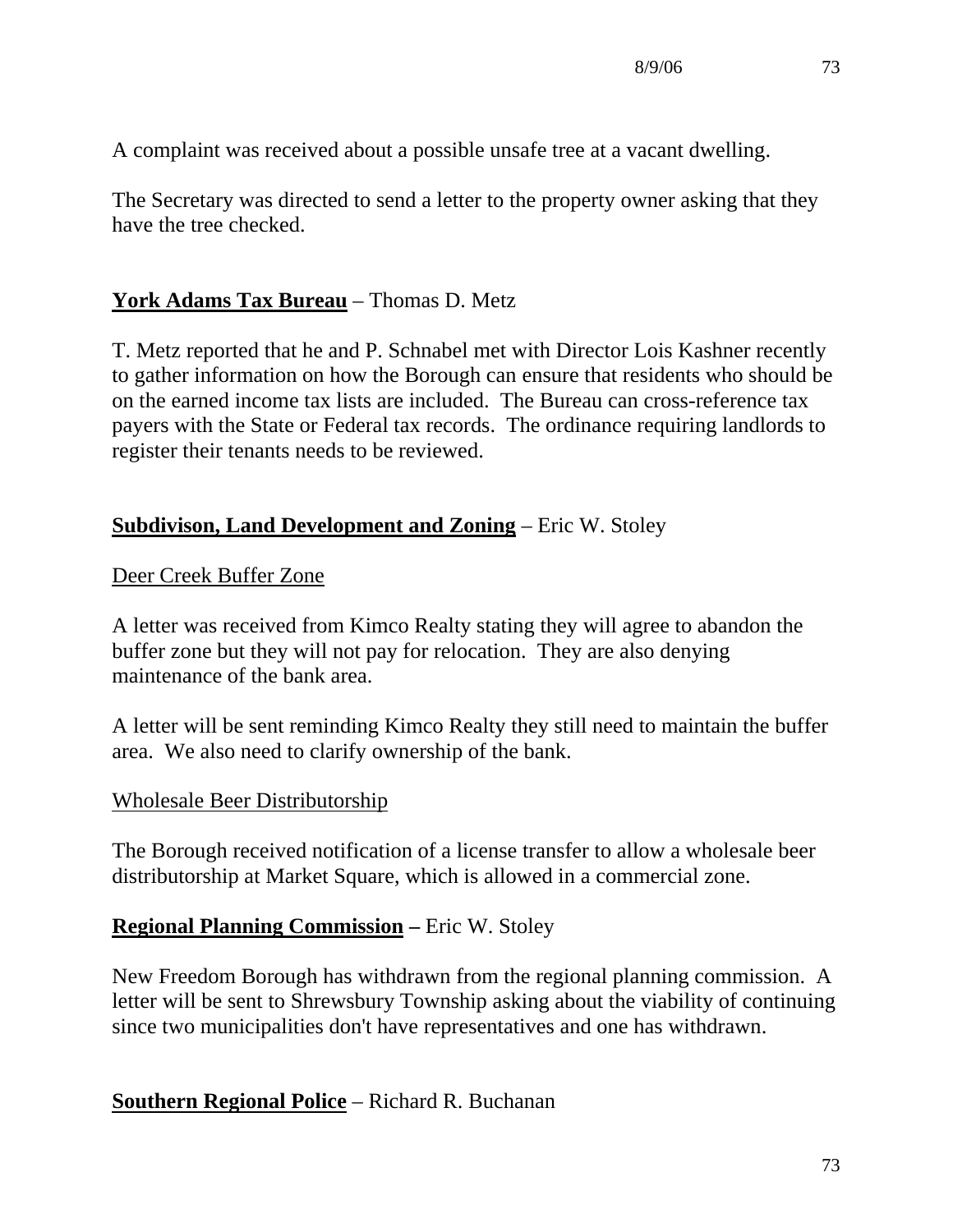A complaint was received about a possible unsafe tree at a vacant dwelling.

The Secretary was directed to send a letter to the property owner asking that they have the tree checked.

**<u>York Adams Tax Bureau</u>** – Thomas D. Metz

T. Metz reported that he and P. Schnabel met with Director Lois Kashner recently to gather information on how the Borough can ensure that residents who should be on the earned income tax lists are included. The Bureau can cross-reference tax payers with the State or Federal tax records. The ordinance requiring landlords to register their tenants needs to be reviewed.

**<u>Subdivison, Land Development and Zoning</u>** – Eric W. Stoley

<u>Deer Creek Buffer Zone</u>

A letter was received from Kimco Realty stating they will agree to abandon the buffer zone but they will not pay for relocation. They are also denying maintenance of the bank area.

A letter will be sent reminding Kimco Realty they still need to maintain the buffer area. We also need to clarify ownership of the bank.

<u>Wholesale Beer Distributorship</u>

The Borough received notification of a license transfer to allow a wholesale beer distributorship at Market Square, which is allowed in a commercial zone.

**<u>Regional Planning Commission</u> –** Eric W. Stoley

New Freedom Borough has withdrawn from the regional planning commission. A letter will be sent to Shrewsbury Township asking about the viability of continuing since two municipalities don't have representatives and one has withdrawn.

**<u>Southern Regional Police</u>** – Richard R. Buchanan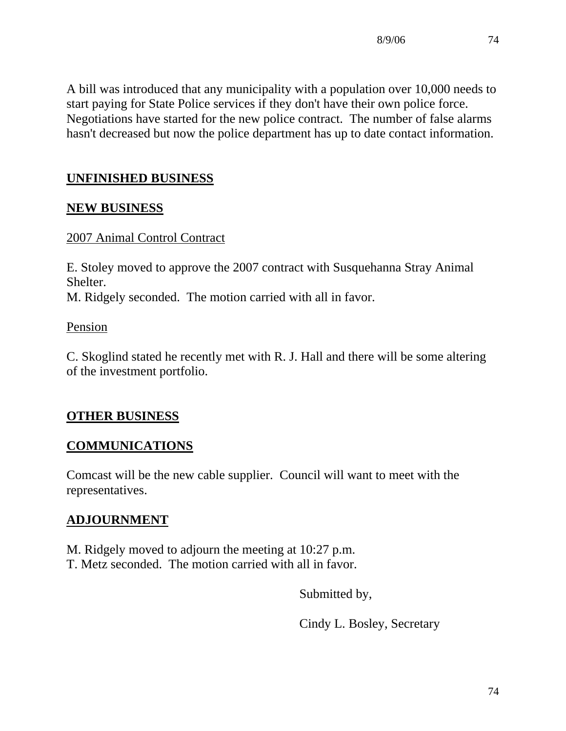A bill was introduced that any municipality with a population over 10,000 needs to start paying for State Police services if they don't have their own police force. Negotiations have started for the new police contract. The number of false alarms hasn't decreased but now the police department has up to date contact information.

## UNFINISHED BUSINESS

## NEW BUSINESS

2007 Animal Control Contract

E. Stoley moved to approve the 2007 contract with Susquehanna Stray Animal Shelter.
M. Ridgely seconded. The motion carried with all in favor.

Pension

C. Skoglind stated he recently met with R. J. Hall and there will be some altering of the investment portfolio.

## OTHER BUSINESS

## COMMUNICATIONS

Comcast will be the new cable supplier. Council will want to meet with the representatives.

## ADJOURNMENT

M. Ridgely moved to adjourn the meeting at 10:27 p.m.
T. Metz seconded. The motion carried with all in favor.

Submitted by,

Cindy L. Bosley, Secretary